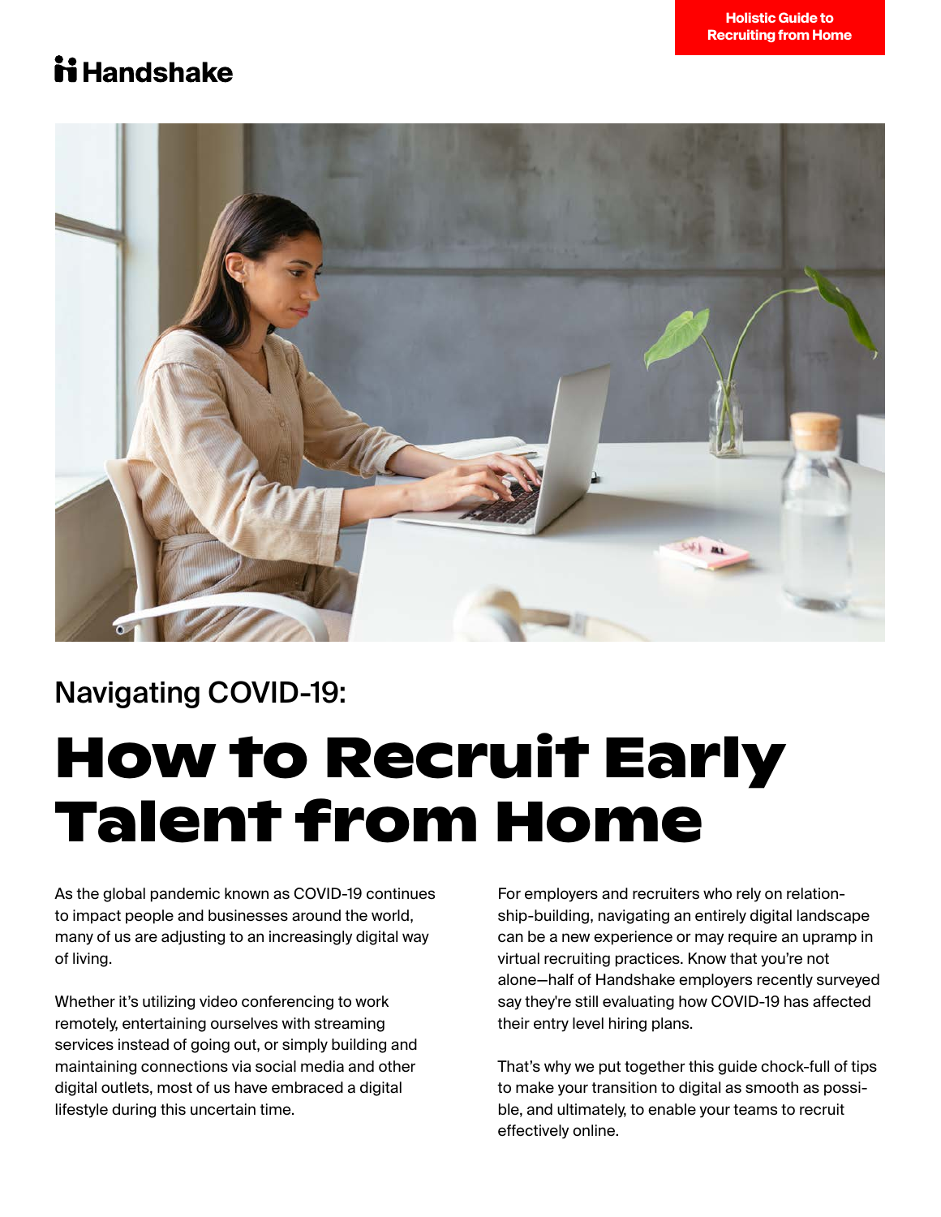Holistic Guide to Recruiting from Home

Handshake

Navigating COVID-19:

# How to Recruit Early Talent from Home

As the global pandemic known as COVID-19 continues to impact people and businesses around the world, many of us are adjusting to an increasingly digital way of living.

Whether it's utilizing video conferencing to work remotely, entertaining ourselves with streaming services instead of going out, or simply building and maintaining connections via social media and other digital outlets, most of us have embraced a digital lifestyle during this uncertain time.

For employers and recruiters who rely on relationship-building, navigating an entirely digital landscape can be a new experience or may require an upramp in virtual recruiting practices. Know that you're not alone—half of Handshake employers recently surveyed say they're still evaluating how COVID-19 has affected their entry level hiring plans.

That's why we put together this guide chock-full of tips to make your transition to digital as smooth as possible, and ultimately, to enable your teams to recruit effectively online.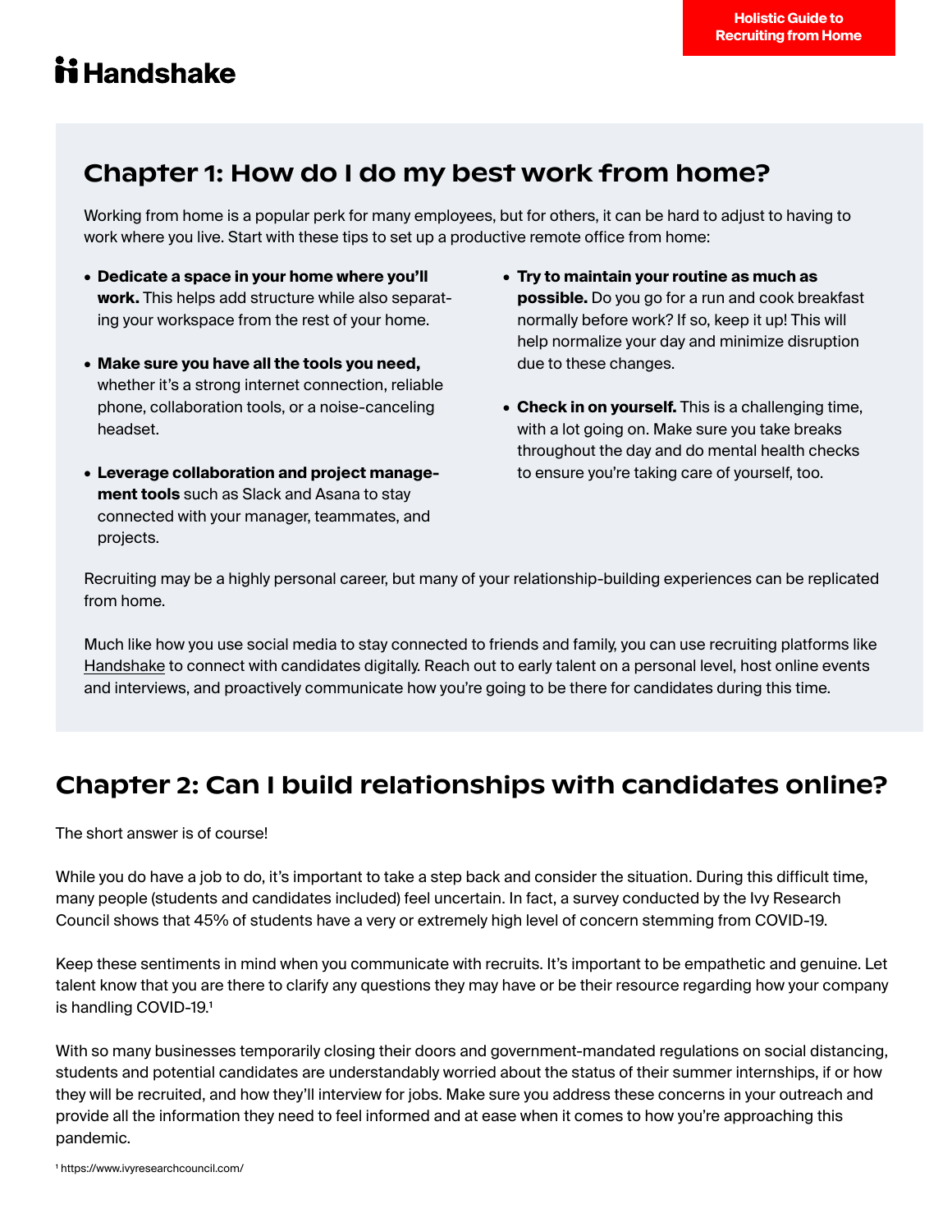## Chapter 1: How do I do my best work from home?

Working from home is a popular perk for many employees, but for others, it can be hard to adjust to having to work where you live. Start with these tips to set up a productive remote office from home:

- **Dedicate a space in your home where you'll work.** This helps add structure while also separating your workspace from the rest of your home.
- **Make sure you have all the tools you need,** whether it's a strong internet connection, reliable phone, collaboration tools, or a noise-canceling headset.
- **Leverage collaboration and project management tools** such as Slack and Asana to stay connected with your manager, teammates, and projects.
- **Try to maintain your routine as much as possible.** Do you go for a run and cook breakfast normally before work? If so, keep it up! This will help normalize your day and minimize disruption due to these changes.
- **Check in on yourself.** This is a challenging time, with a lot going on. Make sure you take breaks throughout the day and do mental health checks to ensure you're taking care of yourself, too.

Recruiting may be a highly personal career, but many of your relationship-building experiences can be replicated from home.

Much like how you use social media to stay connected to friends and family, you can use recruiting platforms like Handshake to connect with candidates digitally. Reach out to early talent on a personal level, host online events and interviews, and proactively communicate how you're going to be there for candidates during this time.

## Chapter 2: Can I build relationships with candidates online?

The short answer is of course!

While you do have a job to do, it's important to take a step back and consider the situation. During this difficult time, many people (students and candidates included) feel uncertain. In fact, a survey conducted by the Ivy Research Council shows that 45% of students have a very or extremely high level of concern stemming from COVID-19.

Keep these sentiments in mind when you communicate with recruits. It's important to be empathetic and genuine. Let talent know that you are there to clarify any questions they may have or be their resource regarding how your company is handling COVID-19.[1]

With so many businesses temporarily closing their doors and government-mandated regulations on social distancing, students and potential candidates are understandably worried about the status of their summer internships, if or how they will be recruited, and how they'll interview for jobs. Make sure you address these concerns in your outreach and provide all the information they need to feel informed and at ease when it comes to how you're approaching this pandemic.

[1] https://www.ivyresearchcouncil.com/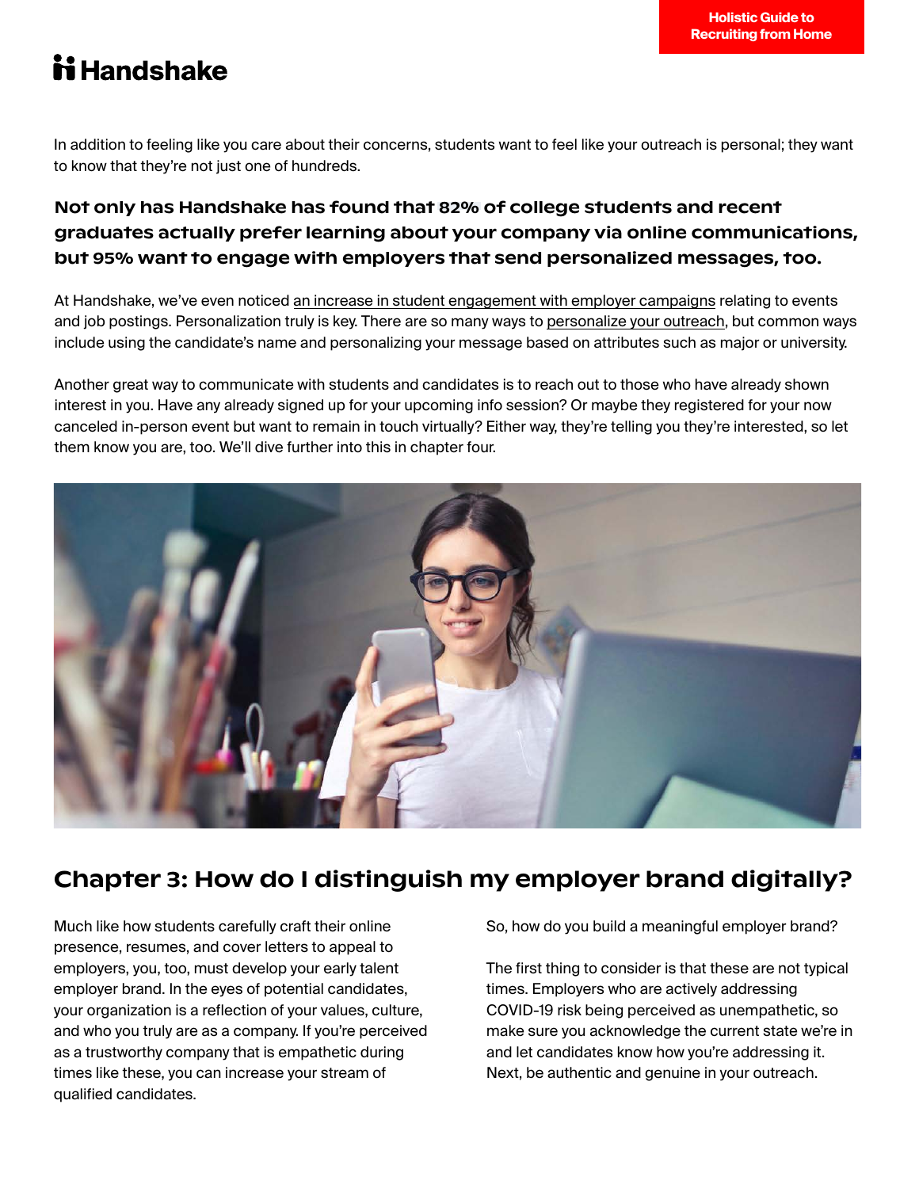In addition to feeling like you care about their concerns, students want to feel like your outreach is personal; they want to know that they're not just one of hundreds.

**Not only has Handshake has found that 82% of college students and recent graduates actually prefer learning about your company via online communications, but 95% want to engage with employers that send personalized messages, too.**

At Handshake, we've even noticed an increase in student engagement with employer campaigns relating to events and job postings. Personalization truly is key. There are so many ways to personalize your outreach, but common ways include using the candidate's name and personalizing your message based on attributes such as major or university.

Another great way to communicate with students and candidates is to reach out to those who have already shown interest in you. Have any already signed up for your upcoming info session? Or maybe they registered for your now canceled in-person event but want to remain in touch virtually? Either way, they're telling you they're interested, so let them know you are, too. We'll dive further into this in chapter four.

## Chapter 3: How do I distinguish my employer brand digitally?

Much like how students carefully craft their online presence, resumes, and cover letters to appeal to employers, you, too, must develop your early talent employer brand. In the eyes of potential candidates, your organization is a reflection of your values, culture, and who you truly are as a company. If you're perceived as a trustworthy company that is empathetic during times like these, you can increase your stream of qualified candidates.

So, how do you build a meaningful employer brand?

The first thing to consider is that these are not typical times. Employers who are actively addressing COVID-19 risk being perceived as unempathetic, so make sure you acknowledge the current state we're in and let candidates know how you're addressing it. Next, be authentic and genuine in your outreach.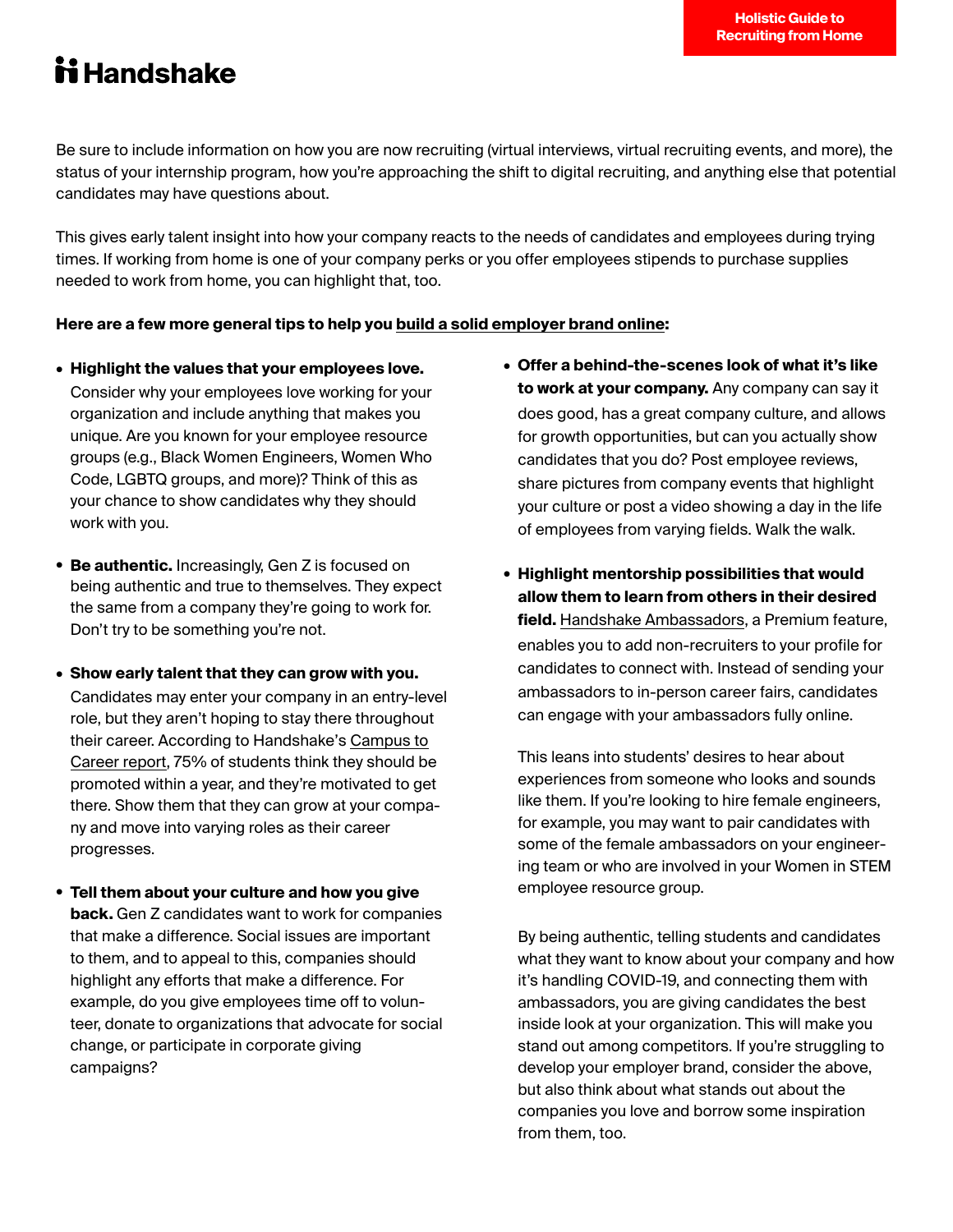Be sure to include information on how you are now recruiting (virtual interviews, virtual recruiting events, and more), the status of your internship program, how you're approaching the shift to digital recruiting, and anything else that potential candidates may have questions about.

This gives early talent insight into how your company reacts to the needs of candidates and employees during trying times. If working from home is one of your company perks or you offer employees stipends to purchase supplies needed to work from home, you can highlight that, too.

**Here are a few more general tips to help you build a solid employer brand online:**

- **Highlight the values that your employees love.** Consider why your employees love working for your organization and include anything that makes you unique. Are you known for your employee resource groups (e.g., Black Women Engineers, Women Who Code, LGBTQ groups, and more)? Think of this as your chance to show candidates why they should work with you.

- **Be authentic.** Increasingly, Gen Z is focused on being authentic and true to themselves. They expect the same from a company they're going to work for. Don't try to be something you're not.

- **Show early talent that they can grow with you.** Candidates may enter your company in an entry-level role, but they aren't hoping to stay there throughout their career. According to Handshake's Campus to Career report, 75% of students think they should be promoted within a year, and they're motivated to get there. Show them that they can grow at your company and move into varying roles as their career progresses.

- **Tell them about your culture and how you give back.** Gen Z candidates want to work for companies that make a difference. Social issues are important to them, and to appeal to this, companies should highlight any efforts that make a difference. For example, do you give employees time off to volunteer, donate to organizations that advocate for social change, or participate in corporate giving campaigns?

- **Offer a behind-the-scenes look of what it's like to work at your company.** Any company can say it does good, has a great company culture, and allows for growth opportunities, but can you actually show candidates that you do? Post employee reviews, share pictures from company events that highlight your culture or post a video showing a day in the life of employees from varying fields. Walk the walk.

- **Highlight mentorship possibilities that would allow them to learn from others in their desired field.** Handshake Ambassadors, a Premium feature, enables you to add non-recruiters to your profile for candidates to connect with. Instead of sending your ambassadors to in-person career fairs, candidates can engage with your ambassadors fully online.

  This leans into students' desires to hear about experiences from someone who looks and sounds like them. If you're looking to hire female engineers, for example, you may want to pair candidates with some of the female ambassadors on your engineering team or who are involved in your Women in STEM employee resource group.

By being authentic, telling students and candidates what they want to know about your company and how it's handling COVID-19, and connecting them with ambassadors, you are giving candidates the best inside look at your organization. This will make you stand out among competitors. If you're struggling to develop your employer brand, consider the above, but also think about what stands out about the companies you love and borrow some inspiration from them, too.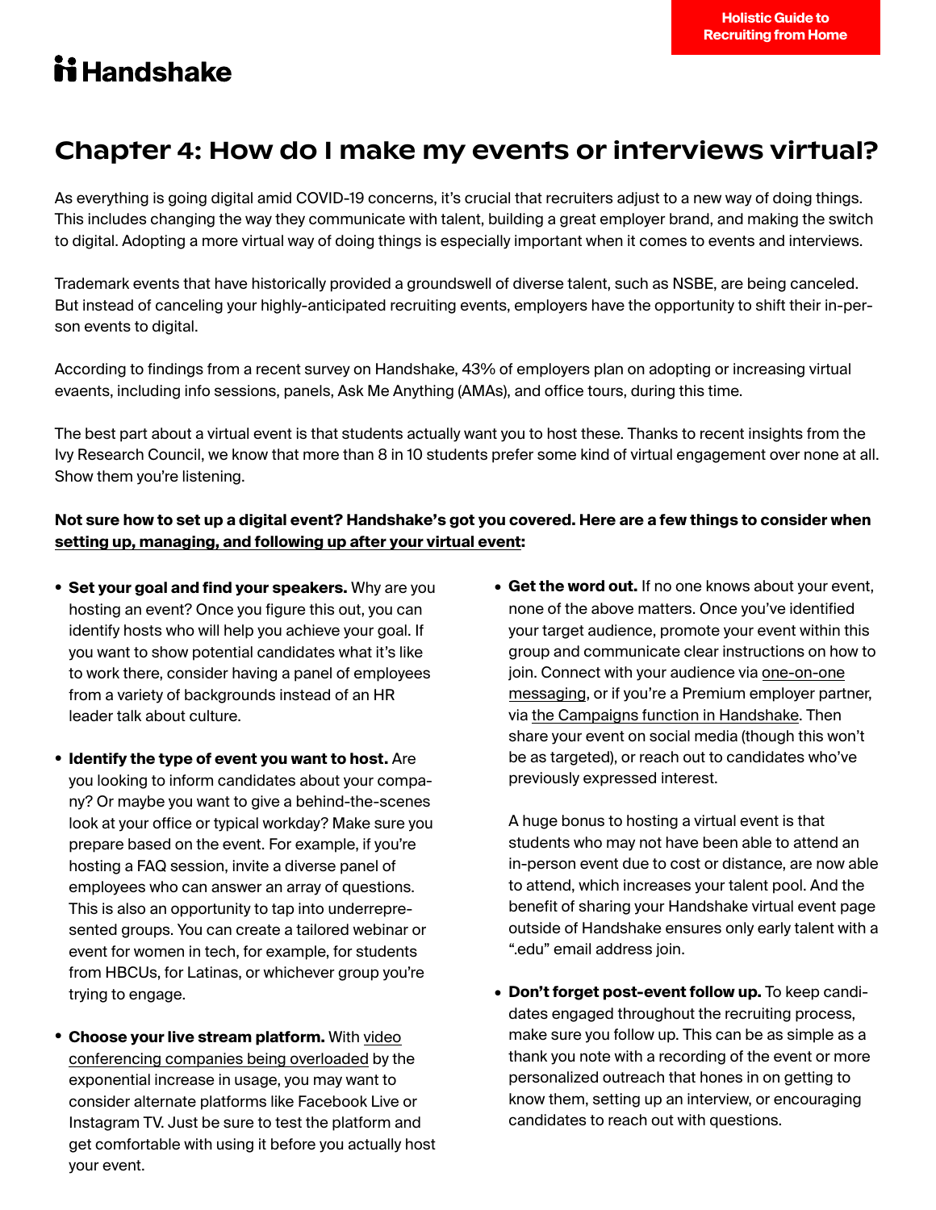# Chapter 4: How do I make my events or interviews virtual?

As everything is going digital amid COVID-19 concerns, it's crucial that recruiters adjust to a new way of doing things. This includes changing the way they communicate with talent, building a great employer brand, and making the switch to digital. Adopting a more virtual way of doing things is especially important when it comes to events and interviews.

Trademark events that have historically provided a groundswell of diverse talent, such as NSBE, are being canceled. But instead of canceling your highly-anticipated recruiting events, employers have the opportunity to shift their in-person events to digital.

According to findings from a recent survey on Handshake, 43% of employers plan on adopting or increasing virtual evaents, including info sessions, panels, Ask Me Anything (AMAs), and office tours, during this time.

The best part about a virtual event is that students actually want you to host these. Thanks to recent insights from the Ivy Research Council, we know that more than 8 in 10 students prefer some kind of virtual engagement over none at all. Show them you're listening.

**Not sure how to set up a digital event? Handshake's got you covered. Here are a few things to consider when setting up, managing, and following up after your virtual event:**

- **Set your goal and find your speakers.** Why are you hosting an event? Once you figure this out, you can identify hosts who will help you achieve your goal. If you want to show potential candidates what it's like to work there, consider having a panel of employees from a variety of backgrounds instead of an HR leader talk about culture.

- **Identify the type of event you want to host.** Are you looking to inform candidates about your company? Or maybe you want to give a behind-the-scenes look at your office or typical workday? Make sure you prepare based on the event. For example, if you're hosting a FAQ session, invite a diverse panel of employees who can answer an array of questions. This is also an opportunity to tap into underrepresented groups. You can create a tailored webinar or event for women in tech, for example, for students from HBCUs, for Latinas, or whichever group you're trying to engage.

- **Choose your live stream platform.** With video conferencing companies being overloaded by the exponential increase in usage, you may want to consider alternate platforms like Facebook Live or Instagram TV. Just be sure to test the platform and get comfortable with using it before you actually host your event.

- **Get the word out.** If no one knows about your event, none of the above matters. Once you've identified your target audience, promote your event within this group and communicate clear instructions on how to join. Connect with your audience via one-on-one messaging, or if you're a Premium employer partner, via the Campaigns function in Handshake. Then share your event on social media (though this won't be as targeted), or reach out to candidates who've previously expressed interest.

  A huge bonus to hosting a virtual event is that students who may not have been able to attend an in-person event due to cost or distance, are now able to attend, which increases your talent pool. And the benefit of sharing your Handshake virtual event page outside of Handshake ensures only early talent with a ".edu" email address join.

- **Don't forget post-event follow up.** To keep candidates engaged throughout the recruiting process, make sure you follow up. This can be as simple as a thank you note with a recording of the event or more personalized outreach that hones in on getting to know them, setting up an interview, or encouraging candidates to reach out with questions.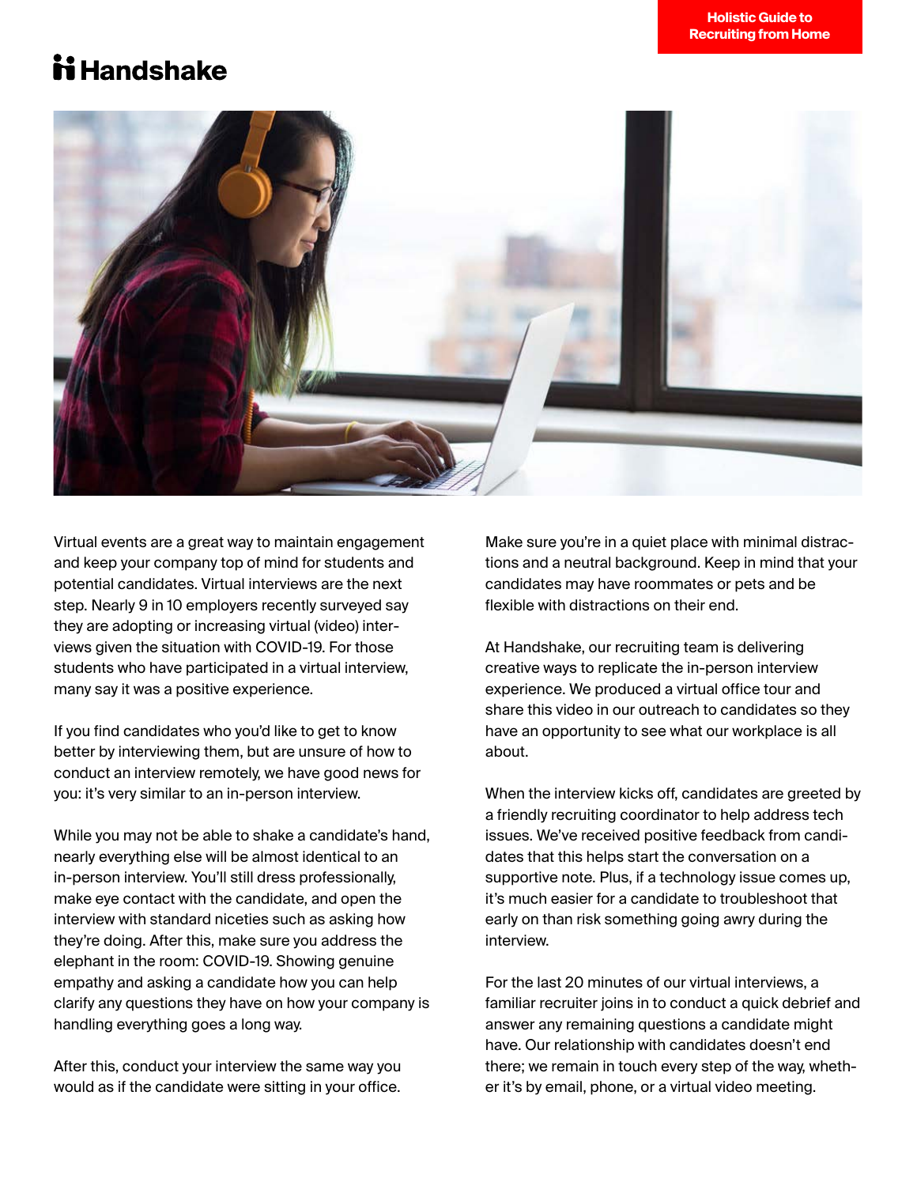Virtual events are a great way to maintain engagement and keep your company top of mind for students and potential candidates. Virtual interviews are the next step. Nearly 9 in 10 employers recently surveyed say they are adopting or increasing virtual (video) interviews given the situation with COVID-19. For those students who have participated in a virtual interview, many say it was a positive experience.

If you find candidates who you'd like to get to know better by interviewing them, but are unsure of how to conduct an interview remotely, we have good news for you: it's very similar to an in-person interview.

While you may not be able to shake a candidate's hand, nearly everything else will be almost identical to an in-person interview. You'll still dress professionally, make eye contact with the candidate, and open the interview with standard niceties such as asking how they're doing. After this, make sure you address the elephant in the room: COVID-19. Showing genuine empathy and asking a candidate how you can help clarify any questions they have on how your company is handling everything goes a long way.

After this, conduct your interview the same way you would as if the candidate were sitting in your office. Make sure you're in a quiet place with minimal distractions and a neutral background. Keep in mind that your candidates may have roommates or pets and be flexible with distractions on their end.

At Handshake, our recruiting team is delivering creative ways to replicate the in-person interview experience. We produced a virtual office tour and share this video in our outreach to candidates so they have an opportunity to see what our workplace is all about.

When the interview kicks off, candidates are greeted by a friendly recruiting coordinator to help address tech issues. We've received positive feedback from candidates that this helps start the conversation on a supportive note. Plus, if a technology issue comes up, it's much easier for a candidate to troubleshoot that early on than risk something going awry during the interview.

For the last 20 minutes of our virtual interviews, a familiar recruiter joins in to conduct a quick debrief and answer any remaining questions a candidate might have. Our relationship with candidates doesn't end there; we remain in touch every step of the way, whether it's by email, phone, or a virtual video meeting.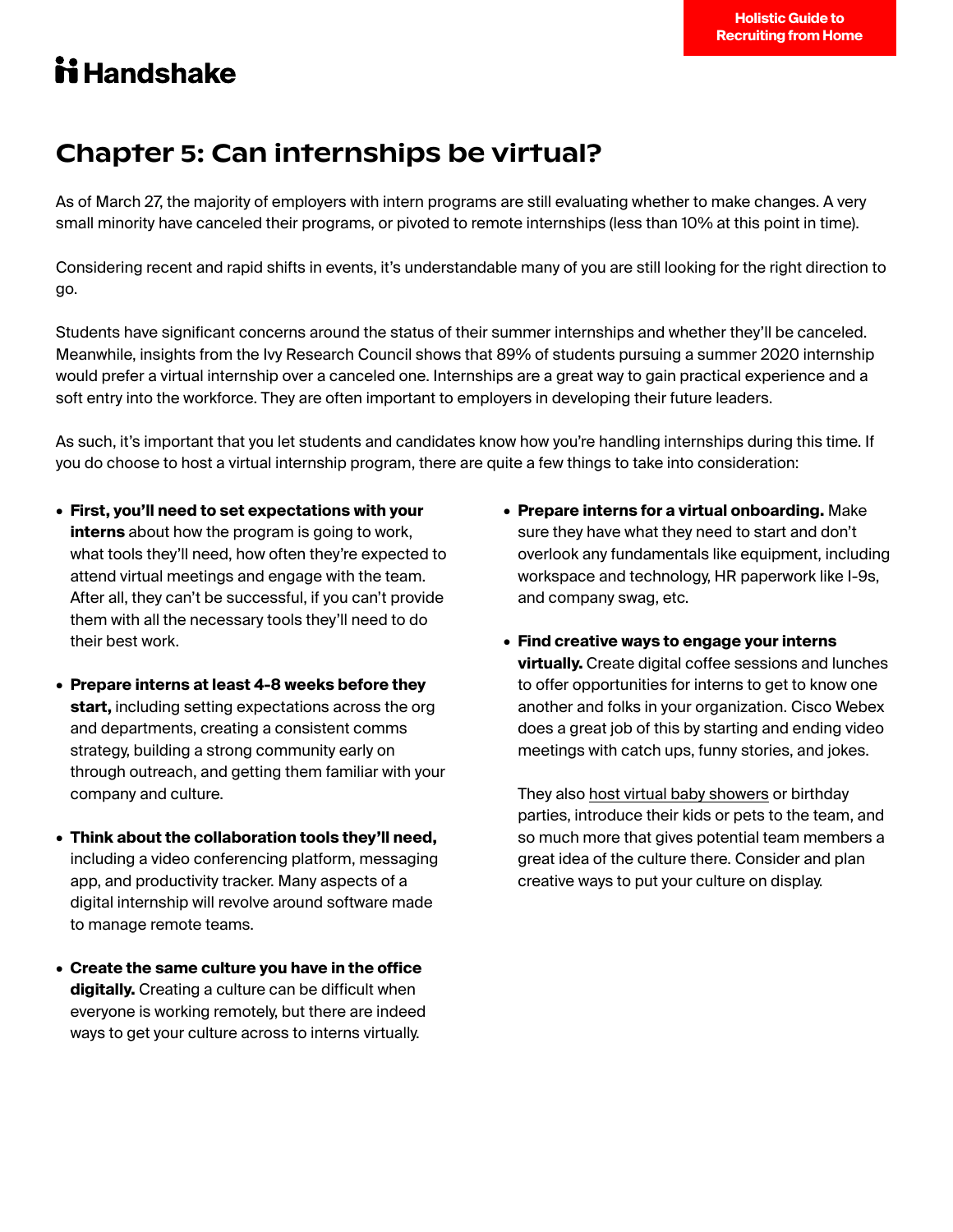# Chapter 5: Can internships be virtual?

As of March 27, the majority of employers with intern programs are still evaluating whether to make changes. A very small minority have canceled their programs, or pivoted to remote internships (less than 10% at this point in time).

Considering recent and rapid shifts in events, it's understandable many of you are still looking for the right direction to go.

Students have significant concerns around the status of their summer internships and whether they'll be canceled. Meanwhile, insights from the Ivy Research Council shows that 89% of students pursuing a summer 2020 internship would prefer a virtual internship over a canceled one. Internships are a great way to gain practical experience and a soft entry into the workforce. They are often important to employers in developing their future leaders.

As such, it's important that you let students and candidates know how you're handling internships during this time. If you do choose to host a virtual internship program, there are quite a few things to take into consideration:

- **First, you'll need to set expectations with your interns** about how the program is going to work, what tools they'll need, how often they're expected to attend virtual meetings and engage with the team. After all, they can't be successful, if you can't provide them with all the necessary tools they'll need to do their best work.
- **Prepare interns at least 4-8 weeks before they start,** including setting expectations across the org and departments, creating a consistent comms strategy, building a strong community early on through outreach, and getting them familiar with your company and culture.
- **Think about the collaboration tools they'll need,** including a video conferencing platform, messaging app, and productivity tracker. Many aspects of a digital internship will revolve around software made to manage remote teams.
- **Create the same culture you have in the office digitally.** Creating a culture can be difficult when everyone is working remotely, but there are indeed ways to get your culture across to interns virtually.
- **Prepare interns for a virtual onboarding.** Make sure they have what they need to start and don't overlook any fundamentals like equipment, including workspace and technology, HR paperwork like I-9s, and company swag, etc.
- **Find creative ways to engage your interns virtually.** Create digital coffee sessions and lunches to offer opportunities for interns to get to know one another and folks in your organization. Cisco Webex does a great job of this by starting and ending video meetings with catch ups, funny stories, and jokes.

  They also host virtual baby showers or birthday parties, introduce their kids or pets to the team, and so much more that gives potential team members a great idea of the culture there. Consider and plan creative ways to put your culture on display.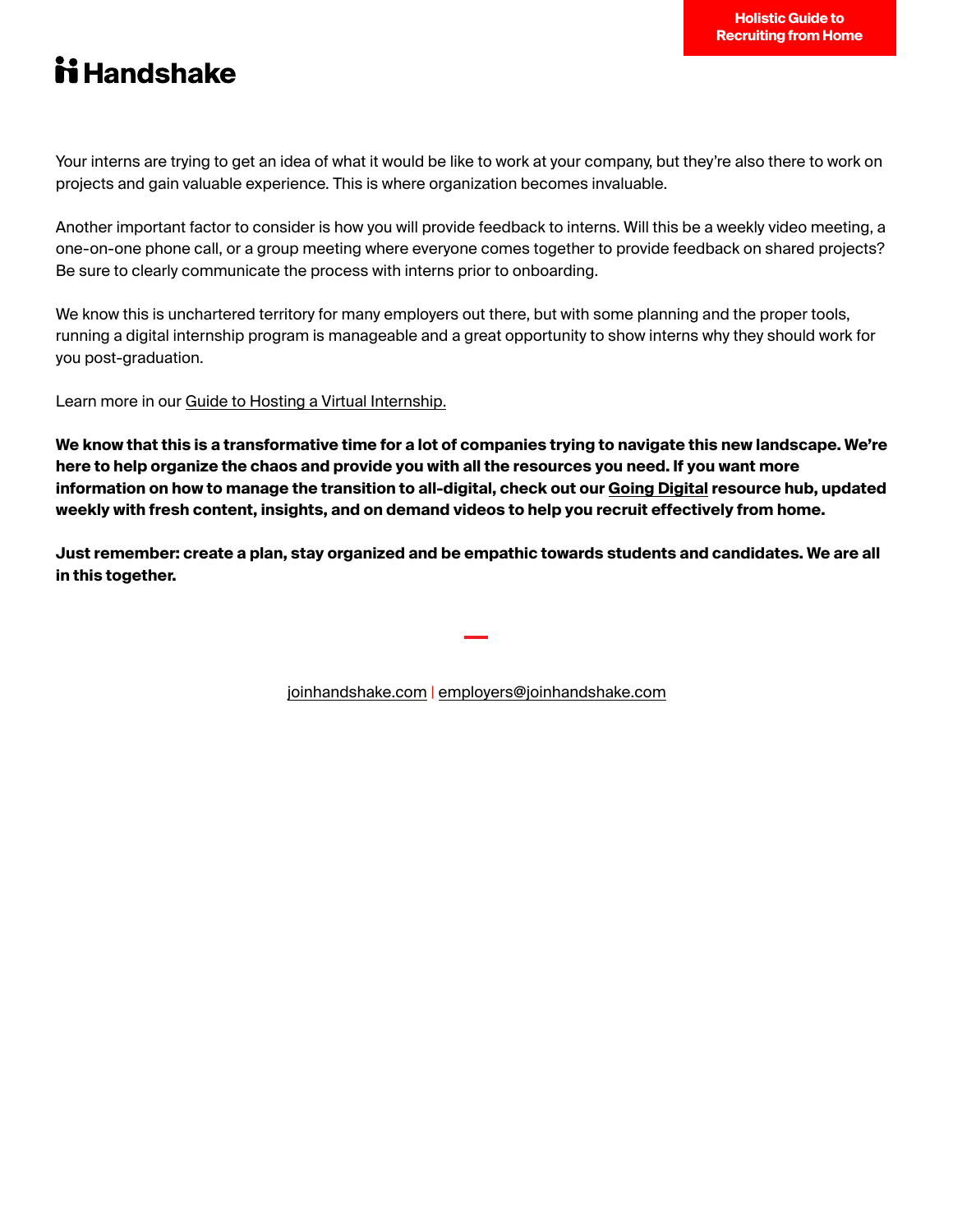Your interns are trying to get an idea of what it would be like to work at your company, but they're also there to work on projects and gain valuable experience. This is where organization becomes invaluable.

Another important factor to consider is how you will provide feedback to interns. Will this be a weekly video meeting, a one-on-one phone call, or a group meeting where everyone comes together to provide feedback on shared projects? Be sure to clearly communicate the process with interns prior to onboarding.

We know this is unchartered territory for many employers out there, but with some planning and the proper tools, running a digital internship program is manageable and a great opportunity to show interns why they should work for you post-graduation.

Learn more in our Guide to Hosting a Virtual Internship.

**We know that this is a transformative time for a lot of companies trying to navigate this new landscape. We're here to help organize the chaos and provide you with all the resources you need. If you want more information on how to manage the transition to all-digital, check out our Going Digital resource hub, updated weekly with fresh content, insights, and on demand videos to help you recruit effectively from home.**

**Just remember: create a plan, stay organized and be empathic towards students and candidates. We are all in this together.**

joinhandshake.com | employers@joinhandshake.com